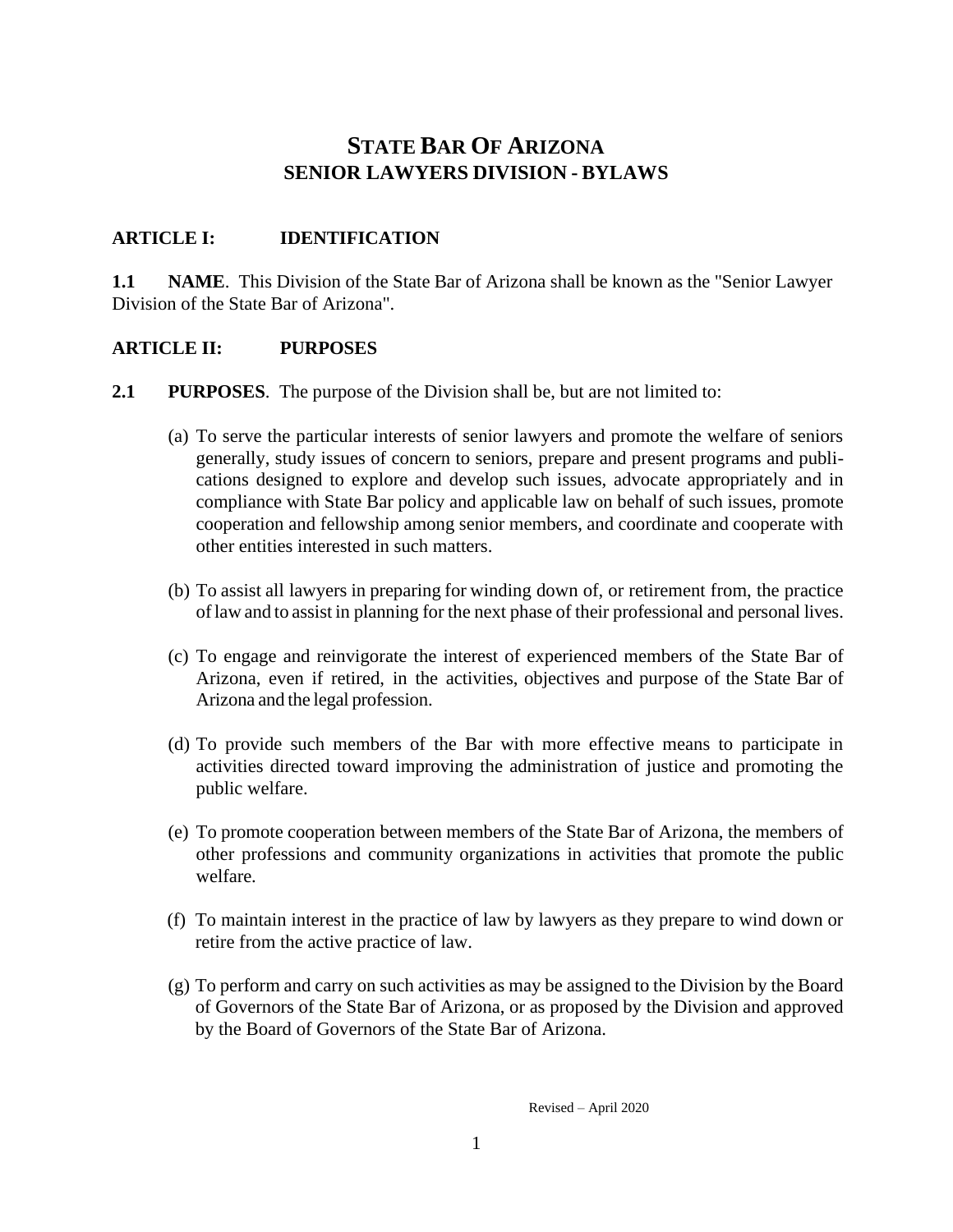# STATE BAR OF ARIZONA
## SENIOR LAWYERS DIVISION - BYLAWS

### ARTICLE I: IDENTIFICATION

**1.1 NAME**. This Division of the State Bar of Arizona shall be known as the "Senior Lawyer Division of the State Bar of Arizona".

### ARTICLE II: PURPOSES

**2.1 PURPOSES**. The purpose of the Division shall be, but are not limited to:

(a) To serve the particular interests of senior lawyers and promote the welfare of seniors generally, study issues of concern to seniors, prepare and present programs and publications designed to explore and develop such issues, advocate appropriately and in compliance with State Bar policy and applicable law on behalf of such issues, promote cooperation and fellowship among senior members, and coordinate and cooperate with other entities interested in such matters.

(b) To assist all lawyers in preparing for winding down of, or retirement from, the practice of law and to assist in planning for the next phase of their professional and personal lives.

(c) To engage and reinvigorate the interest of experienced members of the State Bar of Arizona, even if retired, in the activities, objectives and purpose of the State Bar of Arizona and the legal profession.

(d) To provide such members of the Bar with more effective means to participate in activities directed toward improving the administration of justice and promoting the public welfare.

(e) To promote cooperation between members of the State Bar of Arizona, the members of other professions and community organizations in activities that promote the public welfare.

(f) To maintain interest in the practice of law by lawyers as they prepare to wind down or retire from the active practice of law.

(g) To perform and carry on such activities as may be assigned to the Division by the Board of Governors of the State Bar of Arizona, or as proposed by the Division and approved by the Board of Governors of the State Bar of Arizona.

Revised – April 2020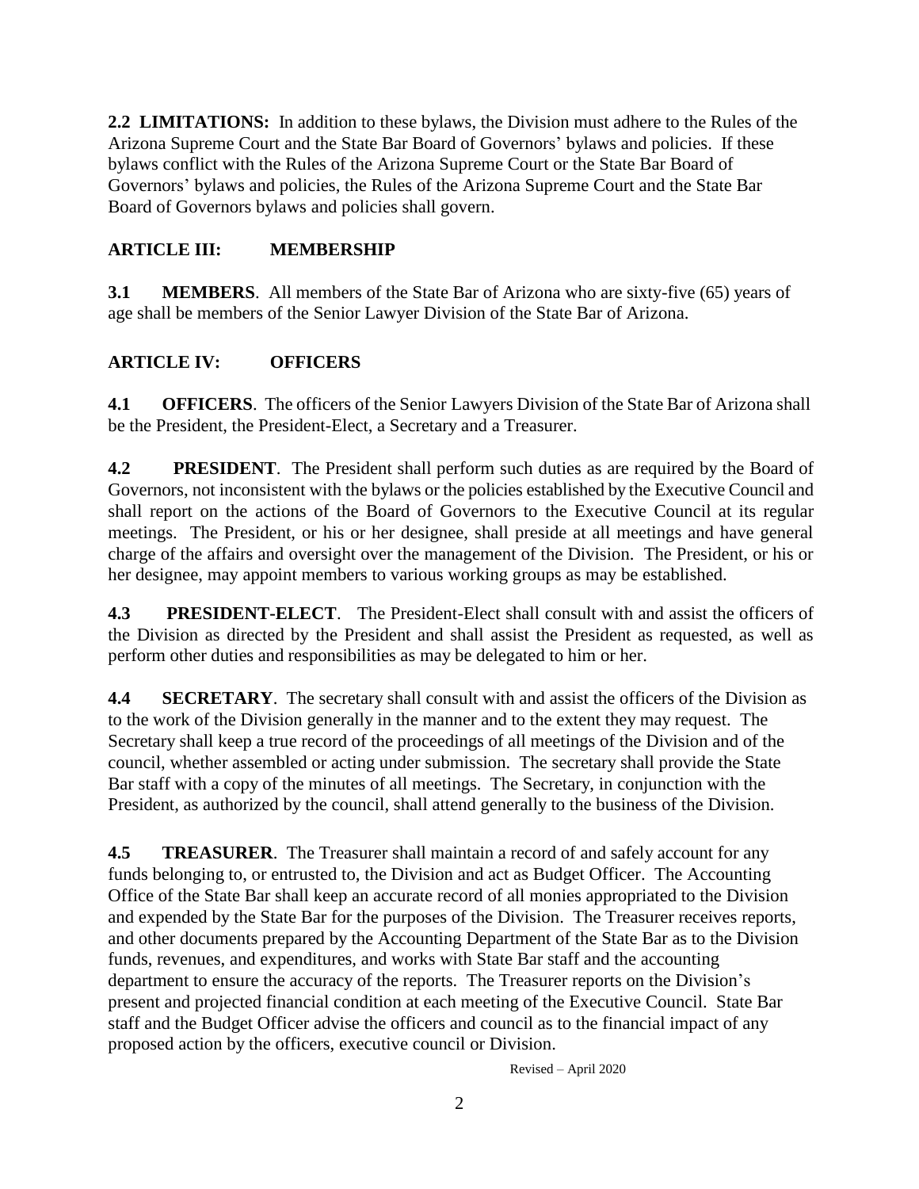**2.2 LIMITATIONS:** In addition to these bylaws, the Division must adhere to the Rules of the Arizona Supreme Court and the State Bar Board of Governors' bylaws and policies. If these bylaws conflict with the Rules of the Arizona Supreme Court or the State Bar Board of Governors' bylaws and policies, the Rules of the Arizona Supreme Court and the State Bar Board of Governors bylaws and policies shall govern.

## ARTICLE III: MEMBERSHIP

**3.1 MEMBERS**. All members of the State Bar of Arizona who are sixty-five (65) years of age shall be members of the Senior Lawyer Division of the State Bar of Arizona.

## ARTICLE IV: OFFICERS

**4.1 OFFICERS**. The officers of the Senior Lawyers Division of the State Bar of Arizona shall be the President, the President-Elect, a Secretary and a Treasurer.

**4.2 PRESIDENT**. The President shall perform such duties as are required by the Board of Governors, not inconsistent with the bylaws or the policies established by the Executive Council and shall report on the actions of the Board of Governors to the Executive Council at its regular meetings. The President, or his or her designee, shall preside at all meetings and have general charge of the affairs and oversight over the management of the Division. The President, or his or her designee, may appoint members to various working groups as may be established.

**4.3 PRESIDENT-ELECT**. The President-Elect shall consult with and assist the officers of the Division as directed by the President and shall assist the President as requested, as well as perform other duties and responsibilities as may be delegated to him or her.

**4.4 SECRETARY**. The secretary shall consult with and assist the officers of the Division as to the work of the Division generally in the manner and to the extent they may request. The Secretary shall keep a true record of the proceedings of all meetings of the Division and of the council, whether assembled or acting under submission. The secretary shall provide the State Bar staff with a copy of the minutes of all meetings. The Secretary, in conjunction with the President, as authorized by the council, shall attend generally to the business of the Division.

**4.5 TREASURER**. The Treasurer shall maintain a record of and safely account for any funds belonging to, or entrusted to, the Division and act as Budget Officer. The Accounting Office of the State Bar shall keep an accurate record of all monies appropriated to the Division and expended by the State Bar for the purposes of the Division. The Treasurer receives reports, and other documents prepared by the Accounting Department of the State Bar as to the Division funds, revenues, and expenditures, and works with State Bar staff and the accounting department to ensure the accuracy of the reports. The Treasurer reports on the Division's present and projected financial condition at each meeting of the Executive Council. State Bar staff and the Budget Officer advise the officers and council as to the financial impact of any proposed action by the officers, executive council or Division.

Revised – April 2020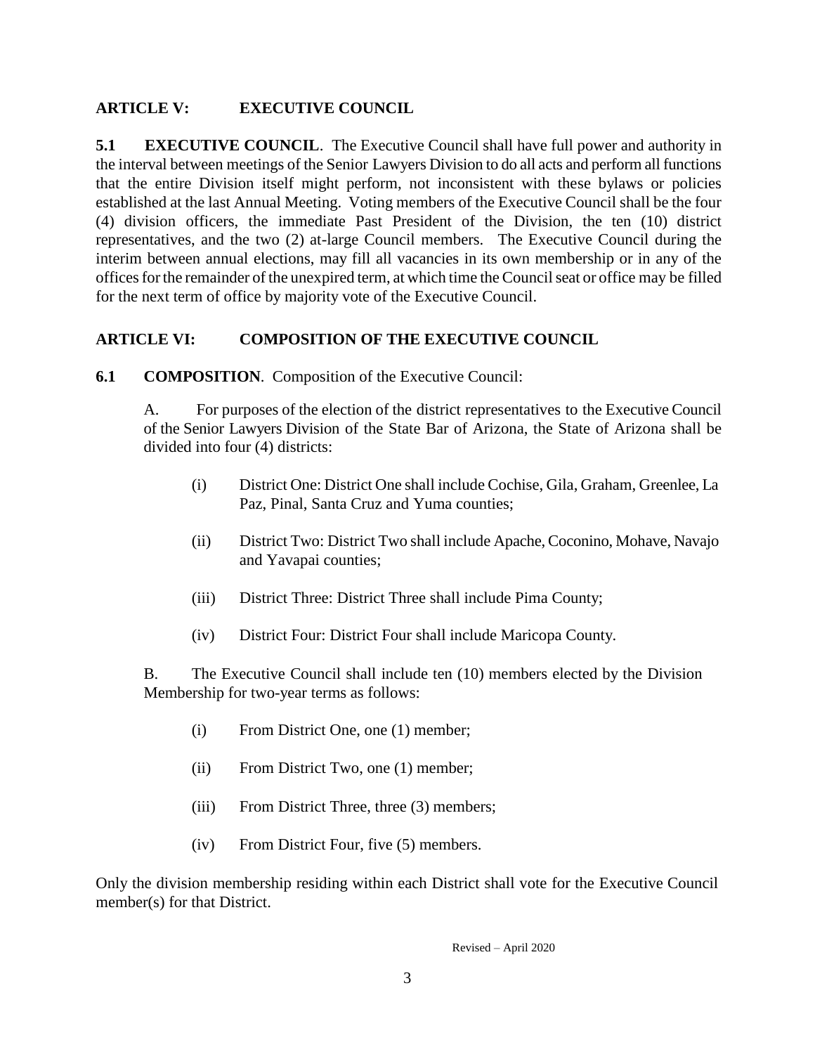## ARTICLE V: EXECUTIVE COUNCIL

**5.1 EXECUTIVE COUNCIL**. The Executive Council shall have full power and authority in the interval between meetings of the Senior Lawyers Division to do all acts and perform all functions that the entire Division itself might perform, not inconsistent with these bylaws or policies established at the last Annual Meeting. Voting members of the Executive Council shall be the four (4) division officers, the immediate Past President of the Division, the ten (10) district representatives, and the two (2) at-large Council members. The Executive Council during the interim between annual elections, may fill all vacancies in its own membership or in any of the offices for the remainder of the unexpired term, at which time the Council seat or office may be filled for the next term of office by majority vote of the Executive Council.

## ARTICLE VI: COMPOSITION OF THE EXECUTIVE COUNCIL

**6.1 COMPOSITION**. Composition of the Executive Council:

A. For purposes of the election of the district representatives to the Executive Council of the Senior Lawyers Division of the State Bar of Arizona, the State of Arizona shall be divided into four (4) districts:

- (i) District One: District One shall include Cochise, Gila, Graham, Greenlee, La Paz, Pinal, Santa Cruz and Yuma counties;
- (ii) District Two: District Two shall include Apache, Coconino, Mohave, Navajo and Yavapai counties;
- (iii) District Three: District Three shall include Pima County;
- (iv) District Four: District Four shall include Maricopa County.

B. The Executive Council shall include ten (10) members elected by the Division Membership for two-year terms as follows:

- (i) From District One, one (1) member;
- (ii) From District Two, one (1) member;
- (iii) From District Three, three (3) members;
- (iv) From District Four, five (5) members.

Only the division membership residing within each District shall vote for the Executive Council member(s) for that District.

Revised – April 2020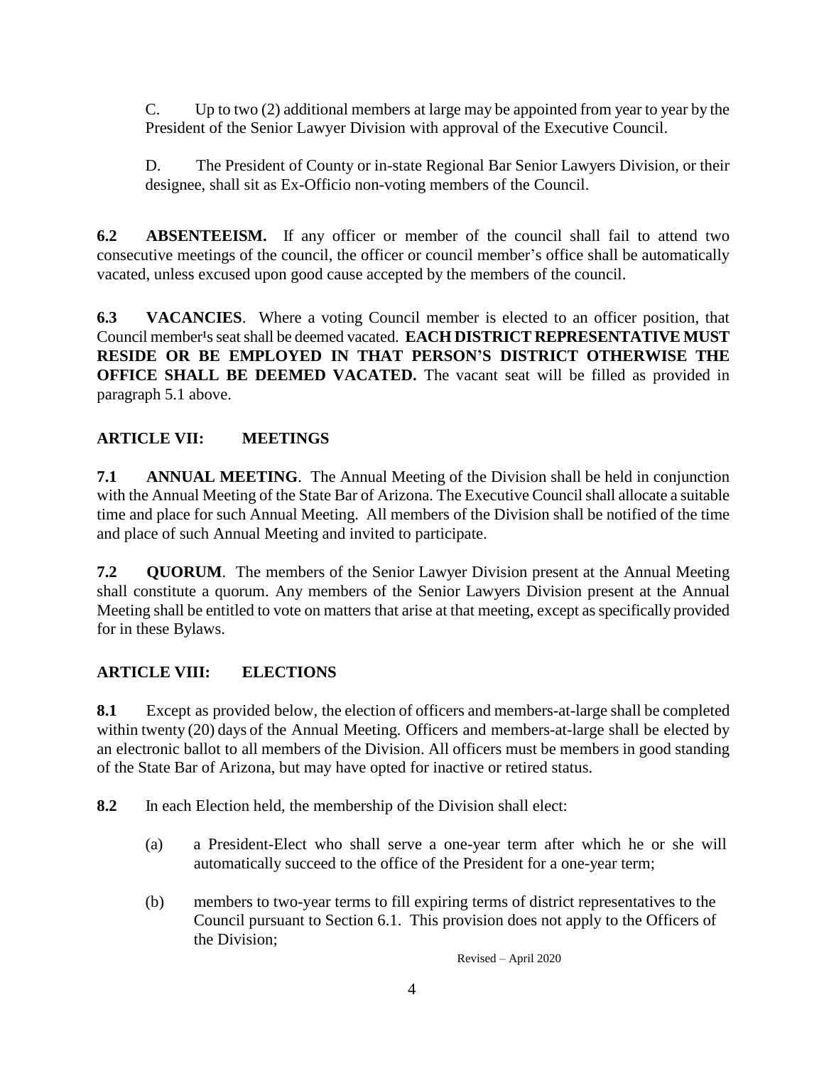C. Up to two (2) additional members at large may be appointed from year to year by the President of the Senior Lawyer Division with approval of the Executive Council.

D. The President of County or in-state Regional Bar Senior Lawyers Division, or their designee, shall sit as Ex-Officio non-voting members of the Council.

**6.2 ABSENTEEISM.** If any officer or member of the council shall fail to attend two consecutive meetings of the council, the officer or council member's office shall be automatically vacated, unless excused upon good cause accepted by the members of the council.

**6.3 VACANCIES**. Where a voting Council member is elected to an officer position, that Council member's seat shall be deemed vacated. **EACH DISTRICT REPRESENTATIVE MUST RESIDE OR BE EMPLOYED IN THAT PERSON'S DISTRICT OTHERWISE THE OFFICE SHALL BE DEEMED VACATED.** The vacant seat will be filled as provided in paragraph 5.1 above.

## ARTICLE VII: MEETINGS

**7.1 ANNUAL MEETING**. The Annual Meeting of the Division shall be held in conjunction with the Annual Meeting of the State Bar of Arizona. The Executive Council shall allocate a suitable time and place for such Annual Meeting. All members of the Division shall be notified of the time and place of such Annual Meeting and invited to participate.

**7.2 QUORUM**. The members of the Senior Lawyer Division present at the Annual Meeting shall constitute a quorum. Any members of the Senior Lawyers Division present at the Annual Meeting shall be entitled to vote on matters that arise at that meeting, except as specifically provided for in these Bylaws.

## ARTICLE VIII: ELECTIONS

**8.1** Except as provided below, the election of officers and members-at-large shall be completed within twenty (20) days of the Annual Meeting. Officers and members-at-large shall be elected by an electronic ballot to all members of the Division. All officers must be members in good standing of the State Bar of Arizona, but may have opted for inactive or retired status.

**8.2** In each Election held, the membership of the Division shall elect:

(a) a President-Elect who shall serve a one-year term after which he or she will automatically succeed to the office of the President for a one-year term;

(b) members to two-year terms to fill expiring terms of district representatives to the Council pursuant to Section 6.1. This provision does not apply to the Officers of the Division;

Revised – April 2020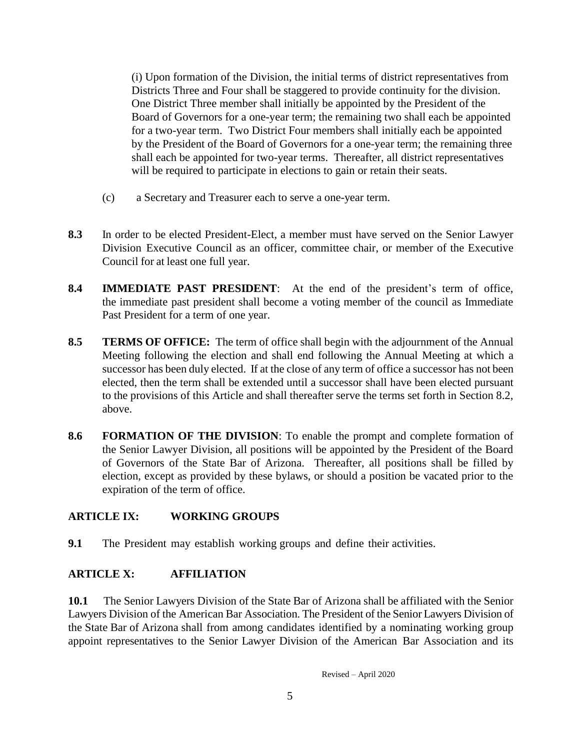(i) Upon formation of the Division, the initial terms of district representatives from Districts Three and Four shall be staggered to provide continuity for the division. One District Three member shall initially be appointed by the President of the Board of Governors for a one-year term; the remaining two shall each be appointed for a two-year term. Two District Four members shall initially each be appointed by the President of the Board of Governors for a one-year term; the remaining three shall each be appointed for two-year terms. Thereafter, all district representatives will be required to participate in elections to gain or retain their seats.

(c) a Secretary and Treasurer each to serve a one-year term.

**8.3** In order to be elected President-Elect, a member must have served on the Senior Lawyer Division Executive Council as an officer, committee chair, or member of the Executive Council for at least one full year.

**8.4** **IMMEDIATE PAST PRESIDENT**: At the end of the president's term of office, the immediate past president shall become a voting member of the council as Immediate Past President for a term of one year.

**8.5** **TERMS OF OFFICE:** The term of office shall begin with the adjournment of the Annual Meeting following the election and shall end following the Annual Meeting at which a successor has been duly elected. If at the close of any term of office a successor has not been elected, then the term shall be extended until a successor shall have been elected pursuant to the provisions of this Article and shall thereafter serve the terms set forth in Section 8.2, above.

**8.6** **FORMATION OF THE DIVISION**: To enable the prompt and complete formation of the Senior Lawyer Division, all positions will be appointed by the President of the Board of Governors of the State Bar of Arizona. Thereafter, all positions shall be filled by election, except as provided by these bylaws, or should a position be vacated prior to the expiration of the term of office.

## ARTICLE IX: WORKING GROUPS

**9.1** The President may establish working groups and define their activities.

## ARTICLE X: AFFILIATION

**10.1** The Senior Lawyers Division of the State Bar of Arizona shall be affiliated with the Senior Lawyers Division of the American Bar Association. The President of the Senior Lawyers Division of the State Bar of Arizona shall from among candidates identified by a nominating working group appoint representatives to the Senior Lawyer Division of the American Bar Association and its

Revised – April 2020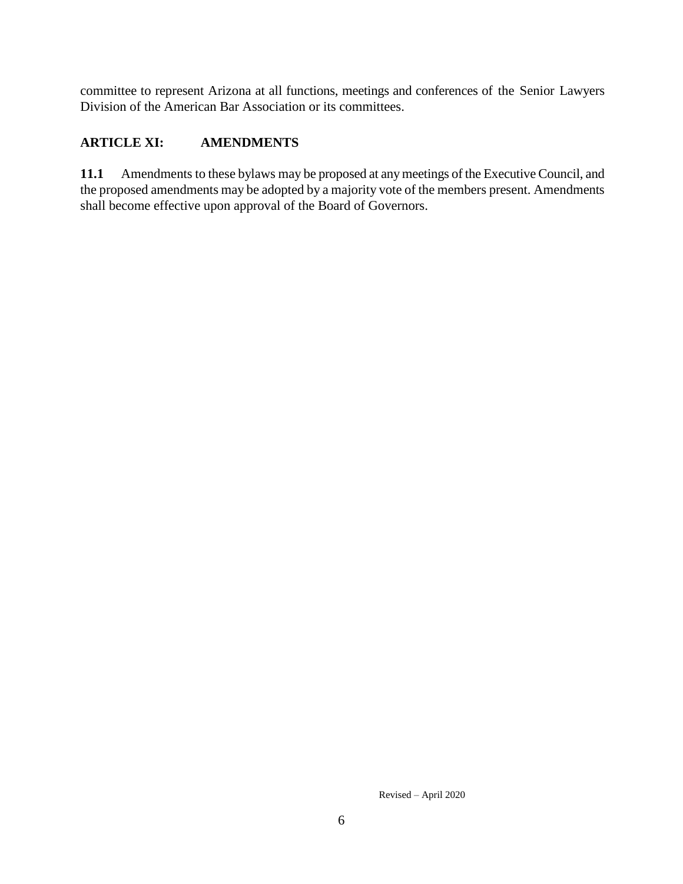committee to represent Arizona at all functions, meetings and conferences of the Senior Lawyers Division of the American Bar Association or its committees.

## ARTICLE XI: AMENDMENTS

**11.1** Amendments to these bylaws may be proposed at any meetings of the Executive Council, and the proposed amendments may be adopted by a majority vote of the members present. Amendments shall become effective upon approval of the Board of Governors.

Revised – April 2020